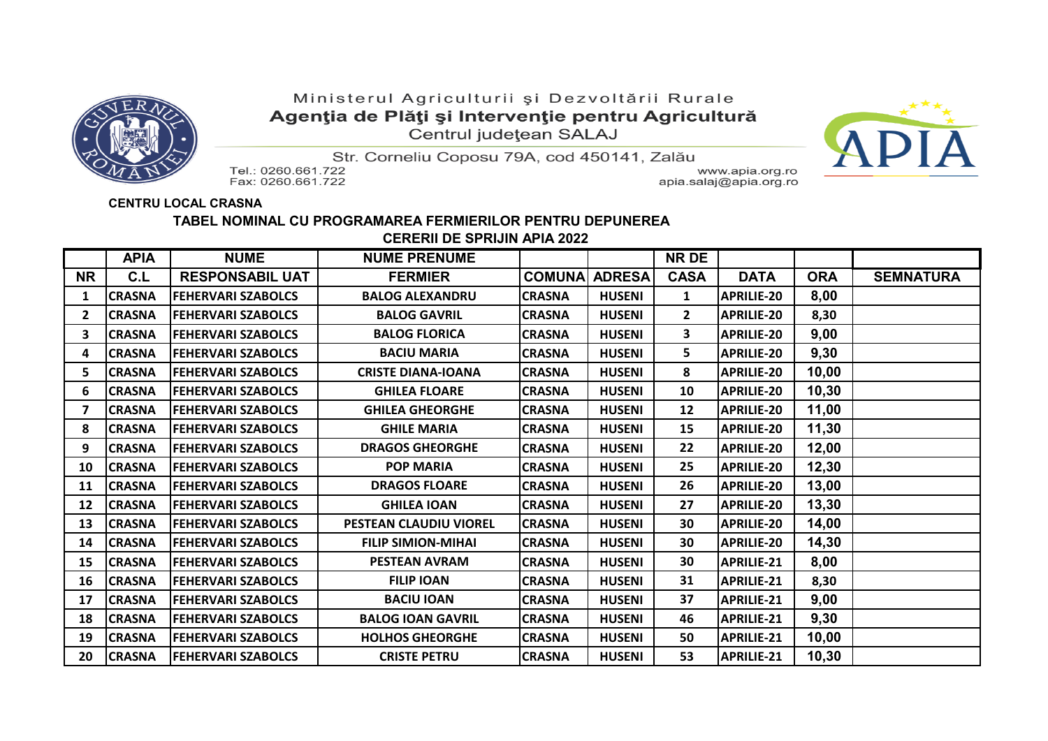Ministerul Agriculturii şi Dezvoltării Rurale

**Agenţia de Plăţi şi Intervenţie pentru Agricultură**

Centrul judeţean SALAJ

Str. Corneliu Coposu 79A, cod 450141, Zalău

Tel.: 0260.661.722
Fax: 0260.661.722

www.apia.org.ro
apia.salaj@apia.org.ro

**CENTRU LOCAL CRASNA**

**TABEL NOMINAL CU PROGRAMAREA FERMIERILOR PENTRU DEPUNEREA CERERII DE SPRIJIN APIA 2022**

| | APIA | NUME | NUME PRENUME | | | NR DE | | | |
|---|---|---|---|---|---|---|---|---|---|
| NR | C.L | RESPONSABIL UAT | FERMIER | COMUNA | ADRESA | CASA | DATA | ORA | SEMNATURA |
| 1 | CRASNA | FEHERVARI SZABOLCS | BALOG ALEXANDRU | CRASNA | HUSENI | 1 | APRILIE-20 | 8,00 | |
| 2 | CRASNA | FEHERVARI SZABOLCS | BALOG GAVRIL | CRASNA | HUSENI | 2 | APRILIE-20 | 8,30 | |
| 3 | CRASNA | FEHERVARI SZABOLCS | BALOG FLORICA | CRASNA | HUSENI | 3 | APRILIE-20 | 9,00 | |
| 4 | CRASNA | FEHERVARI SZABOLCS | BACIU MARIA | CRASNA | HUSENI | 5 | APRILIE-20 | 9,30 | |
| 5 | CRASNA | FEHERVARI SZABOLCS | CRISTE DIANA-IOANA | CRASNA | HUSENI | 8 | APRILIE-20 | 10,00 | |
| 6 | CRASNA | FEHERVARI SZABOLCS | GHILEA FLOARE | CRASNA | HUSENI | 10 | APRILIE-20 | 10,30 | |
| 7 | CRASNA | FEHERVARI SZABOLCS | GHILEA GHEORGHE | CRASNA | HUSENI | 12 | APRILIE-20 | 11,00 | |
| 8 | CRASNA | FEHERVARI SZABOLCS | GHILE MARIA | CRASNA | HUSENI | 15 | APRILIE-20 | 11,30 | |
| 9 | CRASNA | FEHERVARI SZABOLCS | DRAGOS GHEORGHE | CRASNA | HUSENI | 22 | APRILIE-20 | 12,00 | |
| 10 | CRASNA | FEHERVARI SZABOLCS | POP MARIA | CRASNA | HUSENI | 25 | APRILIE-20 | 12,30 | |
| 11 | CRASNA | FEHERVARI SZABOLCS | DRAGOS FLOARE | CRASNA | HUSENI | 26 | APRILIE-20 | 13,00 | |
| 12 | CRASNA | FEHERVARI SZABOLCS | GHILEA IOAN | CRASNA | HUSENI | 27 | APRILIE-20 | 13,30 | |
| 13 | CRASNA | FEHERVARI SZABOLCS | PESTEAN CLAUDIU VIOREL | CRASNA | HUSENI | 30 | APRILIE-20 | 14,00 | |
| 14 | CRASNA | FEHERVARI SZABOLCS | FILIP SIMION-MIHAI | CRASNA | HUSENI | 30 | APRILIE-20 | 14,30 | |
| 15 | CRASNA | FEHERVARI SZABOLCS | PESTEAN AVRAM | CRASNA | HUSENI | 30 | APRILIE-21 | 8,00 | |
| 16 | CRASNA | FEHERVARI SZABOLCS | FILIP IOAN | CRASNA | HUSENI | 31 | APRILIE-21 | 8,30 | |
| 17 | CRASNA | FEHERVARI SZABOLCS | BACIU IOAN | CRASNA | HUSENI | 37 | APRILIE-21 | 9,00 | |
| 18 | CRASNA | FEHERVARI SZABOLCS | BALOG IOAN GAVRIL | CRASNA | HUSENI | 46 | APRILIE-21 | 9,30 | |
| 19 | CRASNA | FEHERVARI SZABOLCS | HOLHOS GHEORGHE | CRASNA | HUSENI | 50 | APRILIE-21 | 10,00 | |
| 20 | CRASNA | FEHERVARI SZABOLCS | CRISTE PETRU | CRASNA | HUSENI | 53 | APRILIE-21 | 10,30 | |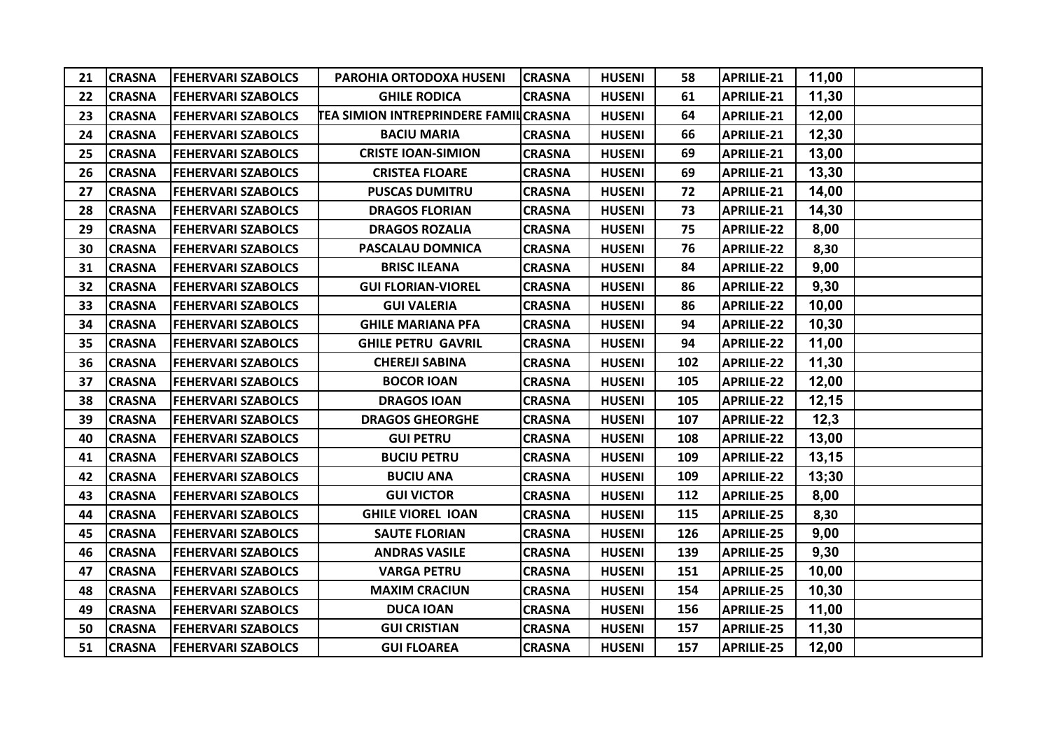| | | | | | | | | | |
|---|---|---|---|---|---|---|---|---|---|
| 21 | CRASNA | FEHERVARI SZABOLCS | PAROHIA ORTODOXA HUSENI | CRASNA | HUSENI | 58 | APRILIE-21 | 11,00 | |
| 22 | CRASNA | FEHERVARI SZABOLCS | GHILE RODICA | CRASNA | HUSENI | 61 | APRILIE-21 | 11,30 | |
| 23 | CRASNA | FEHERVARI SZABOLCS | TEA SIMION INTREPRINDERE FAMIL | CRASNA | HUSENI | 64 | APRILIE-21 | 12,00 | |
| 24 | CRASNA | FEHERVARI SZABOLCS | BACIU MARIA | CRASNA | HUSENI | 66 | APRILIE-21 | 12,30 | |
| 25 | CRASNA | FEHERVARI SZABOLCS | CRISTE IOAN-SIMION | CRASNA | HUSENI | 69 | APRILIE-21 | 13,00 | |
| 26 | CRASNA | FEHERVARI SZABOLCS | CRISTEA FLOARE | CRASNA | HUSENI | 69 | APRILIE-21 | 13,30 | |
| 27 | CRASNA | FEHERVARI SZABOLCS | PUSCAS DUMITRU | CRASNA | HUSENI | 72 | APRILIE-21 | 14,00 | |
| 28 | CRASNA | FEHERVARI SZABOLCS | DRAGOS FLORIAN | CRASNA | HUSENI | 73 | APRILIE-21 | 14,30 | |
| 29 | CRASNA | FEHERVARI SZABOLCS | DRAGOS ROZALIA | CRASNA | HUSENI | 75 | APRILIE-22 | 8,00 | |
| 30 | CRASNA | FEHERVARI SZABOLCS | PASCALAU DOMNICA | CRASNA | HUSENI | 76 | APRILIE-22 | 8,30 | |
| 31 | CRASNA | FEHERVARI SZABOLCS | BRISC ILEANA | CRASNA | HUSENI | 84 | APRILIE-22 | 9,00 | |
| 32 | CRASNA | FEHERVARI SZABOLCS | GUI FLORIAN-VIOREL | CRASNA | HUSENI | 86 | APRILIE-22 | 9,30 | |
| 33 | CRASNA | FEHERVARI SZABOLCS | GUI VALERIA | CRASNA | HUSENI | 86 | APRILIE-22 | 10,00 | |
| 34 | CRASNA | FEHERVARI SZABOLCS | GHILE MARIANA PFA | CRASNA | HUSENI | 94 | APRILIE-22 | 10,30 | |
| 35 | CRASNA | FEHERVARI SZABOLCS | GHILE PETRU GAVRIL | CRASNA | HUSENI | 94 | APRILIE-22 | 11,00 | |
| 36 | CRASNA | FEHERVARI SZABOLCS | CHEREJI SABINA | CRASNA | HUSENI | 102 | APRILIE-22 | 11,30 | |
| 37 | CRASNA | FEHERVARI SZABOLCS | BOCOR IOAN | CRASNA | HUSENI | 105 | APRILIE-22 | 12,00 | |
| 38 | CRASNA | FEHERVARI SZABOLCS | DRAGOS IOAN | CRASNA | HUSENI | 105 | APRILIE-22 | 12,15 | |
| 39 | CRASNA | FEHERVARI SZABOLCS | DRAGOS GHEORGHE | CRASNA | HUSENI | 107 | APRILIE-22 | 12,3 | |
| 40 | CRASNA | FEHERVARI SZABOLCS | GUI PETRU | CRASNA | HUSENI | 108 | APRILIE-22 | 13,00 | |
| 41 | CRASNA | FEHERVARI SZABOLCS | BUCIU PETRU | CRASNA | HUSENI | 109 | APRILIE-22 | 13,15 | |
| 42 | CRASNA | FEHERVARI SZABOLCS | BUCIU ANA | CRASNA | HUSENI | 109 | APRILIE-22 | 13;30 | |
| 43 | CRASNA | FEHERVARI SZABOLCS | GUI VICTOR | CRASNA | HUSENI | 112 | APRILIE-25 | 8,00 | |
| 44 | CRASNA | FEHERVARI SZABOLCS | GHILE VIOREL IOAN | CRASNA | HUSENI | 115 | APRILIE-25 | 8,30 | |
| 45 | CRASNA | FEHERVARI SZABOLCS | SAUTE FLORIAN | CRASNA | HUSENI | 126 | APRILIE-25 | 9,00 | |
| 46 | CRASNA | FEHERVARI SZABOLCS | ANDRAS VASILE | CRASNA | HUSENI | 139 | APRILIE-25 | 9,30 | |
| 47 | CRASNA | FEHERVARI SZABOLCS | VARGA PETRU | CRASNA | HUSENI | 151 | APRILIE-25 | 10,00 | |
| 48 | CRASNA | FEHERVARI SZABOLCS | MAXIM CRACIUN | CRASNA | HUSENI | 154 | APRILIE-25 | 10,30 | |
| 49 | CRASNA | FEHERVARI SZABOLCS | DUCA IOAN | CRASNA | HUSENI | 156 | APRILIE-25 | 11,00 | |
| 50 | CRASNA | FEHERVARI SZABOLCS | GUI CRISTIAN | CRASNA | HUSENI | 157 | APRILIE-25 | 11,30 | |
| 51 | CRASNA | FEHERVARI SZABOLCS | GUI FLOAREA | CRASNA | HUSENI | 157 | APRILIE-25 | 12,00 | |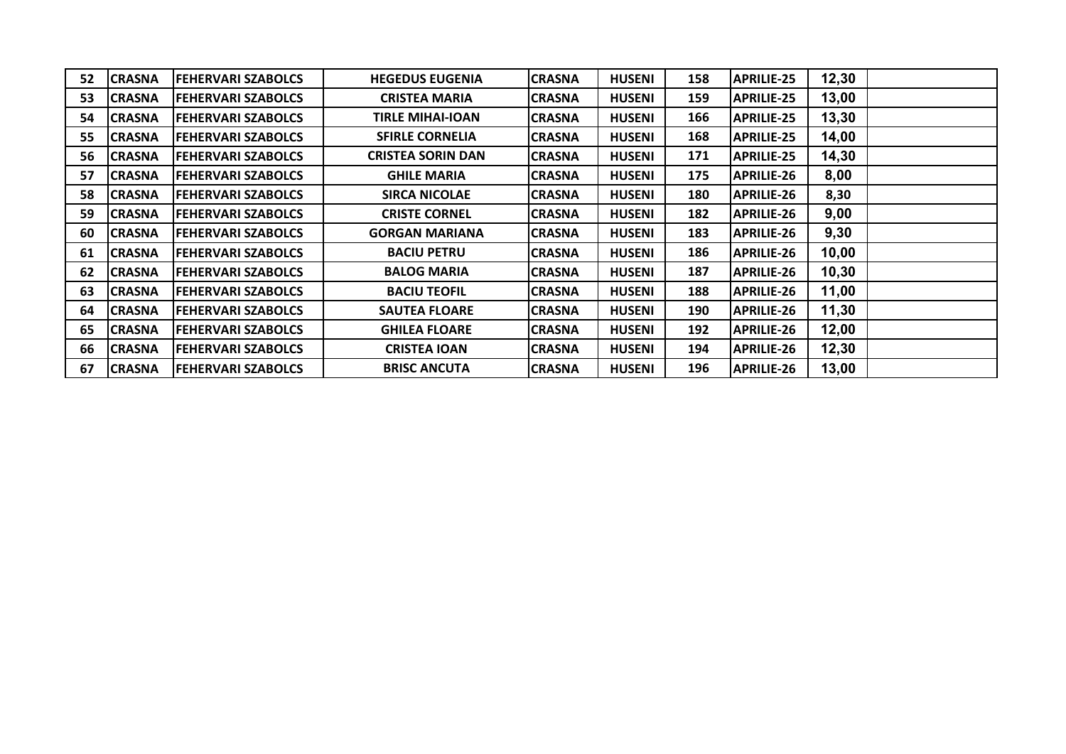| | | | | | | | | | |
|---|---|---|---|---|---|---|---|---|---|
| 52 | CRASNA | FEHERVARI SZABOLCS | HEGEDUS EUGENIA | CRASNA | HUSENI | 158 | APRILIE-25 | 12,30 | |
| 53 | CRASNA | FEHERVARI SZABOLCS | CRISTEA MARIA | CRASNA | HUSENI | 159 | APRILIE-25 | 13,00 | |
| 54 | CRASNA | FEHERVARI SZABOLCS | TIRLE MIHAI-IOAN | CRASNA | HUSENI | 166 | APRILIE-25 | 13,30 | |
| 55 | CRASNA | FEHERVARI SZABOLCS | SFIRLE CORNELIA | CRASNA | HUSENI | 168 | APRILIE-25 | 14,00 | |
| 56 | CRASNA | FEHERVARI SZABOLCS | CRISTEA SORIN DAN | CRASNA | HUSENI | 171 | APRILIE-25 | 14,30 | |
| 57 | CRASNA | FEHERVARI SZABOLCS | GHILE MARIA | CRASNA | HUSENI | 175 | APRILIE-26 | 8,00 | |
| 58 | CRASNA | FEHERVARI SZABOLCS | SIRCA NICOLAE | CRASNA | HUSENI | 180 | APRILIE-26 | 8,30 | |
| 59 | CRASNA | FEHERVARI SZABOLCS | CRISTE CORNEL | CRASNA | HUSENI | 182 | APRILIE-26 | 9,00 | |
| 60 | CRASNA | FEHERVARI SZABOLCS | GORGAN MARIANA | CRASNA | HUSENI | 183 | APRILIE-26 | 9,30 | |
| 61 | CRASNA | FEHERVARI SZABOLCS | BACIU PETRU | CRASNA | HUSENI | 186 | APRILIE-26 | 10,00 | |
| 62 | CRASNA | FEHERVARI SZABOLCS | BALOG MARIA | CRASNA | HUSENI | 187 | APRILIE-26 | 10,30 | |
| 63 | CRASNA | FEHERVARI SZABOLCS | BACIU TEOFIL | CRASNA | HUSENI | 188 | APRILIE-26 | 11,00 | |
| 64 | CRASNA | FEHERVARI SZABOLCS | SAUTEA FLOARE | CRASNA | HUSENI | 190 | APRILIE-26 | 11,30 | |
| 65 | CRASNA | FEHERVARI SZABOLCS | GHILEA FLOARE | CRASNA | HUSENI | 192 | APRILIE-26 | 12,00 | |
| 66 | CRASNA | FEHERVARI SZABOLCS | CRISTEA IOAN | CRASNA | HUSENI | 194 | APRILIE-26 | 12,30 | |
| 67 | CRASNA | FEHERVARI SZABOLCS | BRISC ANCUTA | CRASNA | HUSENI | 196 | APRILIE-26 | 13,00 | |